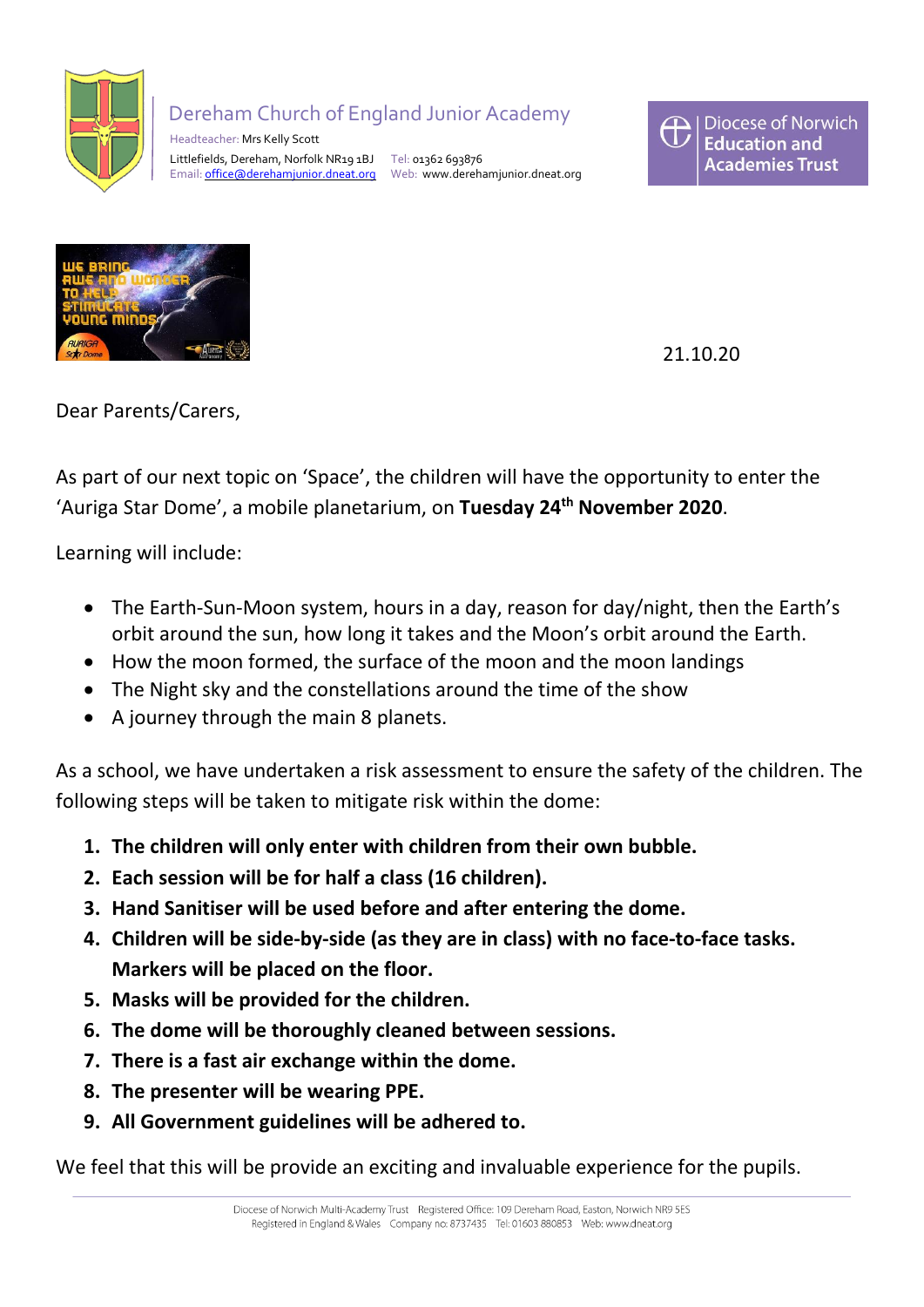Dereham Church of England Junior Academy

Headteacher: Mrs Kelly Scott

Littlefields, Dereham, Norfolk NR19 1BJ Tel: 01362 693876

Email: office@derehamjunior.dneat.org Web: www.derehamjunior.dneat.org

Diocese of Norwich Education and Academies Trust

21.10.20

Dear Parents/Carers,

As part of our next topic on 'Space', the children will have the opportunity to enter the 'Auriga Star Dome', a mobile planetarium, on **Tuesday 24th November 2020**.

Learning will include:

- The Earth-Sun-Moon system, hours in a day, reason for day/night, then the Earth's orbit around the sun, how long it takes and the Moon's orbit around the Earth.
- How the moon formed, the surface of the moon and the moon landings
- The Night sky and the constellations around the time of the show
- A journey through the main 8 planets.

As a school, we have undertaken a risk assessment to ensure the safety of the children. The following steps will be taken to mitigate risk within the dome:

1. **The children will only enter with children from their own bubble.**
2. **Each session will be for half a class (16 children).**
3. **Hand Sanitiser will be used before and after entering the dome.**
4. **Children will be side-by-side (as they are in class) with no face-to-face tasks. Markers will be placed on the floor.**
5. **Masks will be provided for the children.**
6. **The dome will be thoroughly cleaned between sessions.**
7. **There is a fast air exchange within the dome.**
8. **The presenter will be wearing PPE.**
9. **All Government guidelines will be adhered to.**

We feel that this will be provide an exciting and invaluable experience for the pupils.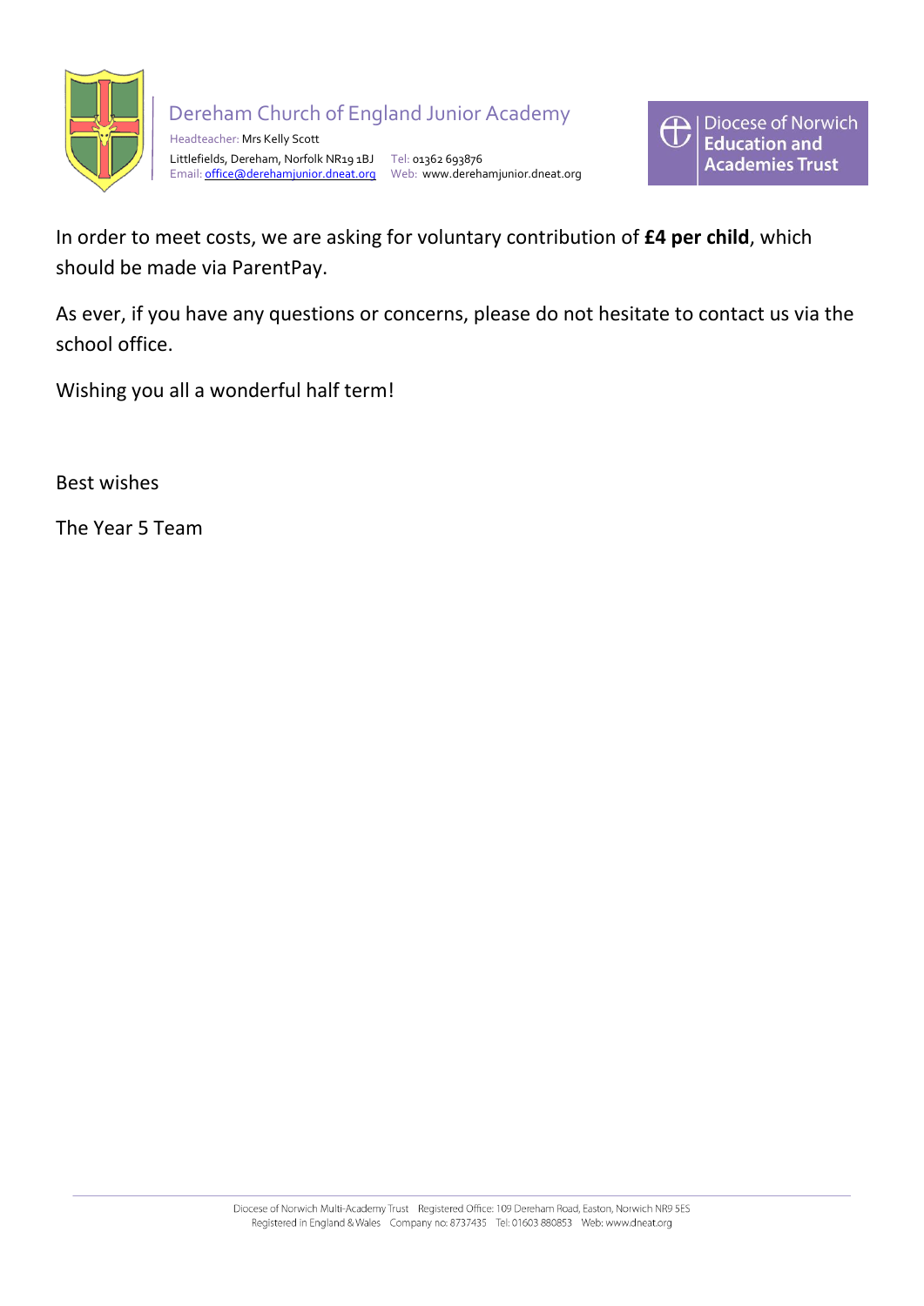Dereham Church of England Junior Academy

Headteacher: Mrs Kelly Scott

Littlefields, Dereham, Norfolk NR19 1BJ Tel: 01362 693876

Email: office@derehamjunior.dneat.org Web: www.derehamjunior.dneat.org

Diocese of Norwich Education and Academies Trust

In order to meet costs, we are asking for voluntary contribution of **£4 per child**, which should be made via ParentPay.

As ever, if you have any questions or concerns, please do not hesitate to contact us via the school office.

Wishing you all a wonderful half term!

Best wishes

The Year 5 Team

Diocese of Norwich Multi-Academy Trust Registered Office: 109 Dereham Road, Easton, Norwich NR9 5ES
Registered in England & Wales Company no: 8737435 Tel: 01603 880853 Web: www.dneat.org